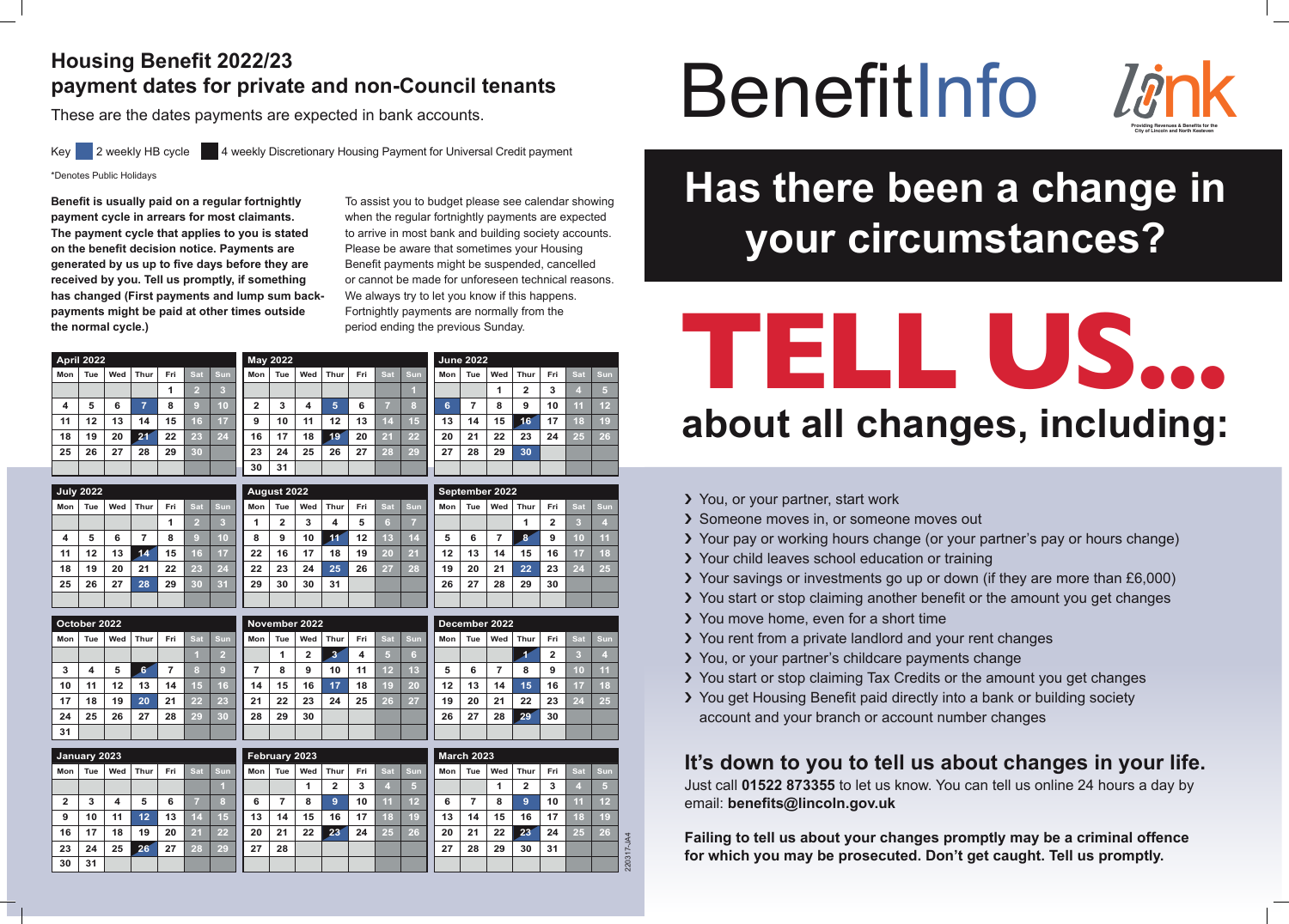# Housing Benefit 2022/23 payment dates for private and non-Council tenants

These are the dates payments are expected in bank accounts.

Key: 2 weekly HB cycle | 4 weekly Discretionary Housing Payment for Universal Credit payment

*Denotes Public Holidays

**Benefit is usually paid on a regular fortnightly payment cycle in arrears for most claimants. The payment cycle that applies to you is stated on the benefit decision notice. Payments are generated by us up to five days before they are received by you. Tell us promptly, if something has changed (First payments and lump sum back-payments might be paid at other times outside the normal cycle.)**

To assist you to budget please see calendar showing when the regular fortnightly payments are expected to arrive in most bank and building society accounts. Please be aware that sometimes your Housing Benefit payments might be suspended, cancelled or cannot be made for unforeseen technical reasons. We always try to let you know if this happens. Fortnightly payments are normally from the period ending the previous Sunday.

### April 2022

| Mon | Tue | Wed | Thur | Fri | Sat | Sun |
|---|---|---|---|---|---|---|
| | | | | 1 | 2 | 3 |
| 4 | 5 | 6 | 7 | 8 | 9 | 10 |
| 11 | 12 | 13 | 14 | 15 | 16 | 17 |
| 18 | 19 | 20 | 21 | 22 | 23 | 24 |
| 25 | 26 | 27 | 28 | 29 | 30 | |

### May 2022

| Mon | Tue | Wed | Thur | Fri | Sat | Sun |
|---|---|---|---|---|---|---|
| | | | | | | 1 |
| 2 | 3 | 4 | 5 | 6 | 7 | 8 |
| 9 | 10 | 11 | 12 | 13 | 14 | 15 |
| 16 | 17 | 18 | 19 | 20 | 21 | 22 |
| 23 | 24 | 25 | 26 | 27 | 28 | 29 |
| 30 | 31 | | | | | |

### June 2022

| Mon | Tue | Wed | Thur | Fri | Sat | Sun |
|---|---|---|---|---|---|---|
| | | 1 | 2 | 3 | 4 | 5 |
| 6 | 7 | 8 | 9 | 10 | 11 | 12 |
| 13 | 14 | 15 | 16 | 17 | 18 | 19 |
| 20 | 21 | 22 | 23 | 24 | 25 | 26 |
| 27 | 28 | 29 | 30 | | | |

### July 2022

| Mon | Tue | Wed | Thur | Fri | Sat | Sun |
|---|---|---|---|---|---|---|
| | | | | 1 | 2 | 3 |
| 4 | 5 | 6 | 7 | 8 | 9 | 10 |
| 11 | 12 | 13 | 14 | 15 | 16 | 17 |
| 18 | 19 | 20 | 21 | 22 | 23 | 24 |
| 25 | 26 | 27 | 28 | 29 | 30 | 31 |

### August 2022

| Mon | Tue | Wed | Thur | Fri | Sat | Sun |
|---|---|---|---|---|---|---|
| 1 | 2 | 3 | 4 | 5 | 6 | 7 |
| 8 | 9 | 10 | 11 | 12 | 13 | 14 |
| 22 | 16 | 17 | 18 | 19 | 20 | 21 |
| 22 | 23 | 24 | 25 | 26 | 27 | 28 |
| 29 | 30 | 30 | 31 | | | |

### September 2022

| Mon | Tue | Wed | Thur | Fri | Sat | Sun |
|---|---|---|---|---|---|---|
| | | | 1 | 2 | 3 | 4 |
| 5 | 6 | 7 | 8 | 9 | 10 | 11 |
| 12 | 13 | 14 | 15 | 16 | 17 | 18 |
| 19 | 20 | 21 | 22 | 23 | 24 | 25 |
| 26 | 27 | 28 | 29 | 30 | | |

### October 2022

| Mon | Tue | Wed | Thur | Fri | Sat | Sun |
|---|---|---|---|---|---|---|
| | | | | | 1 | 2 |
| 3 | 4 | 5 | 6 | 7 | 8 | 9 |
| 10 | 11 | 12 | 13 | 14 | 15 | 16 |
| 17 | 18 | 19 | 20 | 21 | 22 | 23 |
| 24 | 25 | 26 | 27 | 28 | 29 | 30 |
| 31 | | | | | | |

### November 2022

| Mon | Tue | Wed | Thur | Fri | Sat | Sun |
|---|---|---|---|---|---|---|
| | 1 | 2 | 3 | 4 | 5 | 6 |
| 7 | 8 | 9 | 10 | 11 | 12 | 13 |
| 14 | 15 | 16 | 17 | 18 | 19 | 20 |
| 21 | 22 | 23 | 24 | 25 | 26 | 27 |
| 28 | 29 | 30 | | | | |

### December 2022

| Mon | Tue | Wed | Thur | Fri | Sat | Sun |
|---|---|---|---|---|---|---|
| | | | 1 | 2 | 3 | 4 |
| 5 | 6 | 7 | 8 | 9 | 10 | 11 |
| 12 | 13 | 14 | 15 | 16 | 17 | 18 |
| 19 | 20 | 21 | 22 | 23 | 24 | 25 |
| 26 | 27 | 28 | 29 | 30 | | |

### January 2023

| Mon | Tue | Wed | Thur | Fri | Sat | Sun |
|---|---|---|---|---|---|---|
| | | | | | | 1 |
| 2 | 3 | 4 | 5 | 6 | 7 | 8 |
| 9 | 10 | 11 | 12 | 13 | 14 | 15 |
| 16 | 17 | 18 | 19 | 20 | 21 | 22 |
| 23 | 24 | 25 | 26 | 27 | 28 | 29 |
| 30 | 31 | | | | | |

### February 2023

| Mon | Tue | Wed | Thur | Fri | Sat | Sun |
|---|---|---|---|---|---|---|
| | | 1 | 2 | 3 | 4 | 5 |
| 6 | 7 | 8 | 9 | 10 | 11 | 12 |
| 13 | 14 | 15 | 16 | 17 | 18 | 19 |
| 20 | 21 | 22 | 23 | 24 | 25 | 26 |
| 27 | 28 | | | | | |

### March 2023

| Mon | Tue | Wed | Thur | Fri | Sat | Sun |
|---|---|---|---|---|---|---|
| | | 1 | 2 | 3 | 4 | 5 |
| 6 | 7 | 8 | 9 | 10 | 11 | 12 |
| 13 | 14 | 15 | 16 | 17 | 18 | 19 |
| 20 | 21 | 22 | 23 | 24 | 25 | 26 |
| 27 | 28 | 29 | 30 | 31 | | |

220317-JA4

# BenefitInfo

link — Providing Revenues & Benefits for the City of Lincoln and North Kesteven

## Has there been a change in your circumstances?

# TELL US...

## about all changes, including:

- You, or your partner, start work
- Someone moves in, or someone moves out
- Your pay or working hours change (or your partner's pay or hours change)
- Your child leaves school education or training
- Your savings or investments go up or down (if they are more than £6,000)
- You start or stop claiming another benefit or the amount you get changes
- You move home, even for a short time
- You rent from a private landlord and your rent changes
- You, or your partner's childcare payments change
- You start or stop claiming Tax Credits or the amount you get changes
- You get Housing Benefit paid directly into a bank or building society account and your branch or account number changes

## It's down to you to tell us about changes in your life.

Just call **01522 873355** to let us know. You can tell us online 24 hours a day by email: **benefits@lincoln.gov.uk**

**Failing to tell us about your changes promptly may be a criminal offence for which you may be prosecuted. Don't get caught. Tell us promptly.**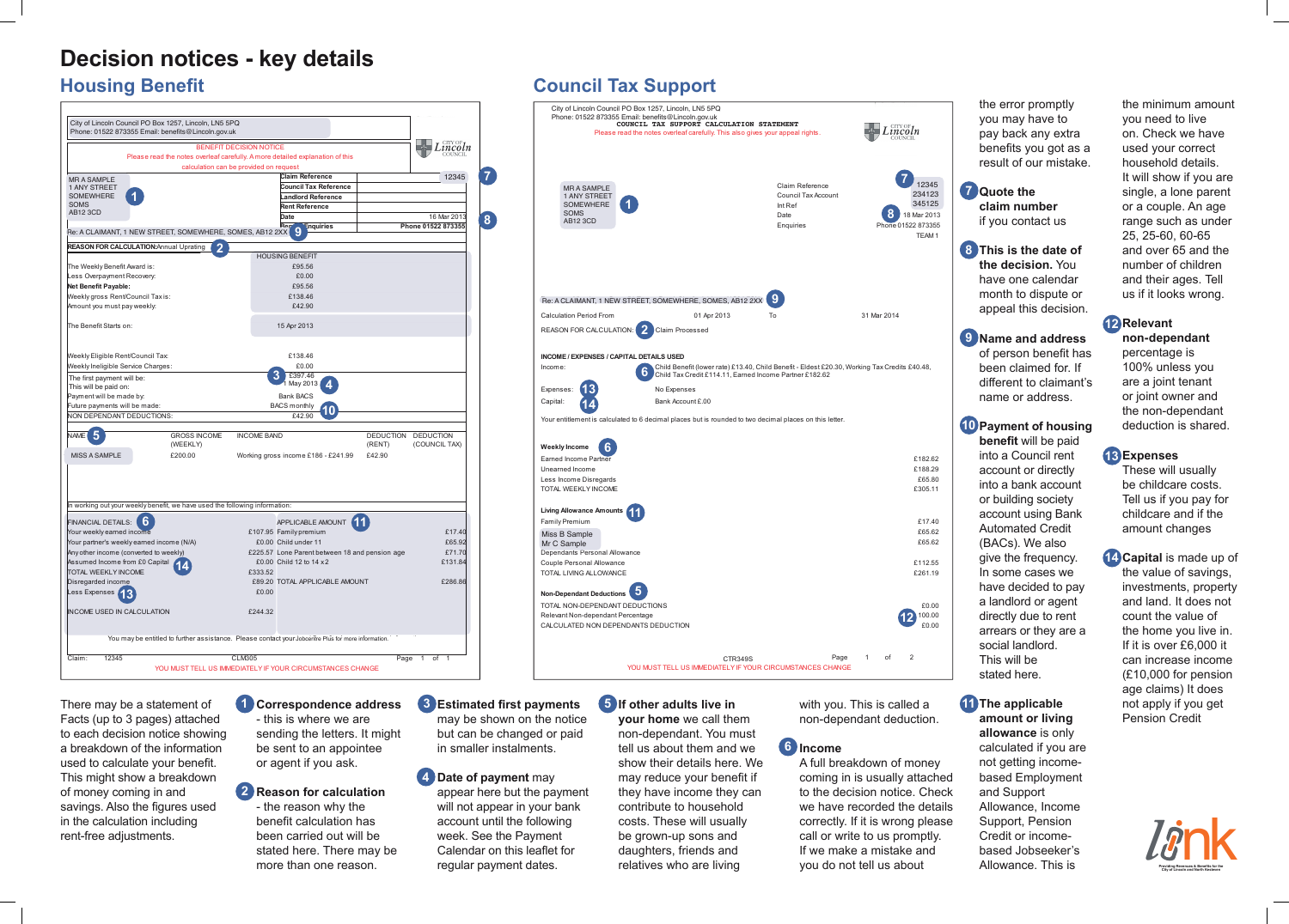# Decision notices - key details

## Housing Benefit

City of Lincoln Council PO Box 1257, Lincoln, LN5 8PQ
Phone: 01522 873355 Email: benefits@Lincoln.gov.uk

BENEFIT DECISION NOTICE
Please read the notes overleaf carefully. A more detailed explanation of this calculation can be provided on request.

MR A SAMPLE
1 ANY STREET
SOMEWHERE
SOMS
AB12 3CD **1**

| | |
|---|---|
| Claim Reference | 12345 **7** |
| Council Tax Reference | |
| Landlord Reference | |
| Rent Reference | |
| Date | 16 Mar 2013 **8** |
| Enquiries | Phone 01522 873355 |

Re: A CLAIMANT, 1 NEW STREET, SOMEWHERE, SOMES, AB12 2XX **9**

REASON FOR CALCULATION: Annual Uprating **2**

| | HOUSING BENEFIT |
|---|---|
| The Weekly Benefit Award is: | £95.56 |
| Less Overpayment Recovery: | £0.00 |
| Net Benefit Payable: | £95.56 |
| Weekly gross Rent/Council Tax is: | £138.46 |
| Amount you must pay weekly: | £42.90 |
| The Benefit Starts on: | 15 Apr 2013 |
| Weekly Eligible Rent/Council Tax: | £138.46 |
| Weekly Ineligible Service Charges: | £0.00 |
| The first payment will be: | **3** £397.46 |
| This will be paid on: | 1 May 2013 **4** |
| Payment will be made by: | Bank BACS |
| Future payments will be made: | BACS monthly **10** |
| NON DEPENDANT DEDUCTIONS: | £42.90 |

| NAME **5** | GROSS INCOME (WEEKLY) | INCOME BAND | DEDUCTION (RENT) | DEDUCTION (COUNCIL TAX) |
|---|---|---|---|---|
| MISS A SAMPLE | £200.00 | Working gross income £186 - £241.99 | £42.90 | |

In working out your weekly benefit, we have used the following information:

| FINANCIAL DETAILS: **6** | | APPLICABLE AMOUNT **11** | |
|---|---|---|---|
| Your weekly earned income | £107.95 | Family premium | £17.40 |
| Your partner's weekly earned income (N/A) | £0.00 | Child under 11 | £65.92 |
| Any other income (converted to weekly) | £225.57 | Lone Parent between 18 and pension age | £71.70 |
| Assumed Income from £0 Capital **14** | £0.00 | Child 12 to 14 x 2 | £131.84 |
| TOTAL WEEKLY INCOME | £333.52 | | |
| Disregarded income | £89.20 | TOTAL APPLICABLE AMOUNT | £286.86 |
| Less Expenses **13** | £0.00 | | |
| INCOME USED IN CALCULATION | £244.32 | | |

You may be entitled to further assistance. Please contact your Jobcentre Plus for more information.

Claim: 12345 CLM305

YOU MUST TELL US IMMEDIATELY IF YOUR CIRCUMSTANCES CHANGE

## Council Tax Support

City of Lincoln Council PO Box 1257, Lincoln, LN5 8PQ
Phone: 01522 873355 Email: benefits@Lincoln.gov.uk

COUNCIL TAX SUPPORT CALCULATION STATEMENT
Please read the notes overleaf carefully. This also gives your appeal rights.

MR A SAMPLE
1 ANY STREET
SOMEWHERE
SOMS
AB12 3CD **1**

| | |
|---|---|
| Claim Reference | 12345 **7** |
| Council Tax Account | 234123 |
| Int Ref | 345125 |
| Date | **8** 18 Mar 2013 |
| Enquiries | Phone 01522 873355 TEAM 1 |

Re: A CLAIMANT, 1 NEW STREET, SOMEWHERE, SOMES, AB12 2XX **9**

Calculation Period From 01 Apr 2013 To 31 Mar 2014

REASON FOR CALCULATION: **2** Claim Processed

INCOME / EXPENSES / CAPITAL DETAILS USED

Income: **6** Child Benefit (lower rate) £13.40, Child Benefit - Eldest £20.30, Working Tax Credits £40.48, Child Tax Credit £114.11, Earned Income Partner £182.62

Expenses: **13** No Expenses

Capital: **14** Bank Account £.00

Your entitlement is calculated to 6 decimal places but is rounded to two decimal places on this letter.

| Weekly Income **6** | |
|---|---|
| Earned Income Partner | £182.62 |
| Unearned Income | £188.29 |
| Less Income Disregards | £65.80 |
| TOTAL WEEKLY INCOME | £305.11 |

| Living Allowance Amounts **11** | |
|---|---|
| Family Premium | £17.40 |
| Miss B Sample | £65.62 |
| Mr C Sample | £65.62 |
| Dependants Personal Allowance | |
| Couple Personal Allowance | £112.55 |
| TOTAL LIVING ALLOWANCE | £261.19 |

| Non-Dependant Deductions **5** | |
|---|---|
| TOTAL NON-DEPENDANT DEDUCTIONS | £0.00 |
| Relevant Non-dependant Percentage | **12** 100.00 |
| CALCULATED NON DEPENDANTS DEDUCTION | £0.00 |

CTR349S

YOU MUST TELL US IMMEDIATELY IF YOUR CIRCUMSTANCES CHANGE

---

There may be a statement of Facts (up to 3 pages) attached to each decision notice showing a breakdown of the information used to calculate your benefit. This might show a breakdown of money coming in and savings. Also the figures used in the calculation including rent-free adjustments.

**1 Correspondence address** - this is where we are sending the letters. It might be sent to an appointee or agent if you ask.

**2 Reason for calculation** - the reason why the benefit calculation has been carried out will be stated here. There may be more than one reason.

**3 Estimated first payments** may be shown on the notice but can be changed or paid in smaller instalments.

**4 Date of payment** may appear here but the payment will not appear in your bank account until the following week. See the Payment Calendar on this leaflet for regular payment dates.

**5 If other adults live in your home** we call them non-dependant. You must tell us about them and we show their details here. We may reduce your benefit if they have income they can contribute to household costs. These will usually be grown-up sons and daughters, friends and relatives who are living with you. This is called a non-dependant deduction.

**6 Income** A full breakdown of money coming in is usually attached to the decision notice. Check we have recorded the details correctly. If it is wrong please call or write to us promptly. If we make a mistake and you do not tell us about the error promptly you may have to pay back any extra benefits you got as a result of our mistake.

**7 Quote the claim number** if you contact us

**8 This is the date of the decision.** You have one calendar month to dispute or appeal this decision.

**9 Name and address** of person benefit has been claimed for. If different to claimant's name or address.

**10 Payment of housing benefit** will be paid into a Council rent account or directly into a bank account or building society account using Bank Automated Credit (BACs). We also give the frequency. In some cases we have decided to pay a landlord or agent directly due to rent arrears or they are a social landlord. This will be stated here.

**11 The applicable amount or living allowance** is only calculated if you are not getting income-based Employment and Support Allowance, Income Support, Pension Credit or income-based Jobseeker's Allowance. This is the minimum amount you need to live on. Check we have used your correct household details. It will show if you are single, a lone parent or a couple. An age range such as under 25, 25-60, 60-65 and over 65 and the number of children and their ages. Tell us if it looks wrong.

**12 Relevant non-dependant** percentage is 100% unless you are a joint tenant or joint owner and the non-dependant deduction is shared.

**13 Expenses** These will usually be childcare costs. Tell us if you pay for childcare and if the amount changes

**14 Capital** is made up of the value of savings, investments, property and land. It does not count the value of the home you live in. If it is over £6,000 it can increase income (£10,000 for pension age claims) It does not apply if you get Pension Credit